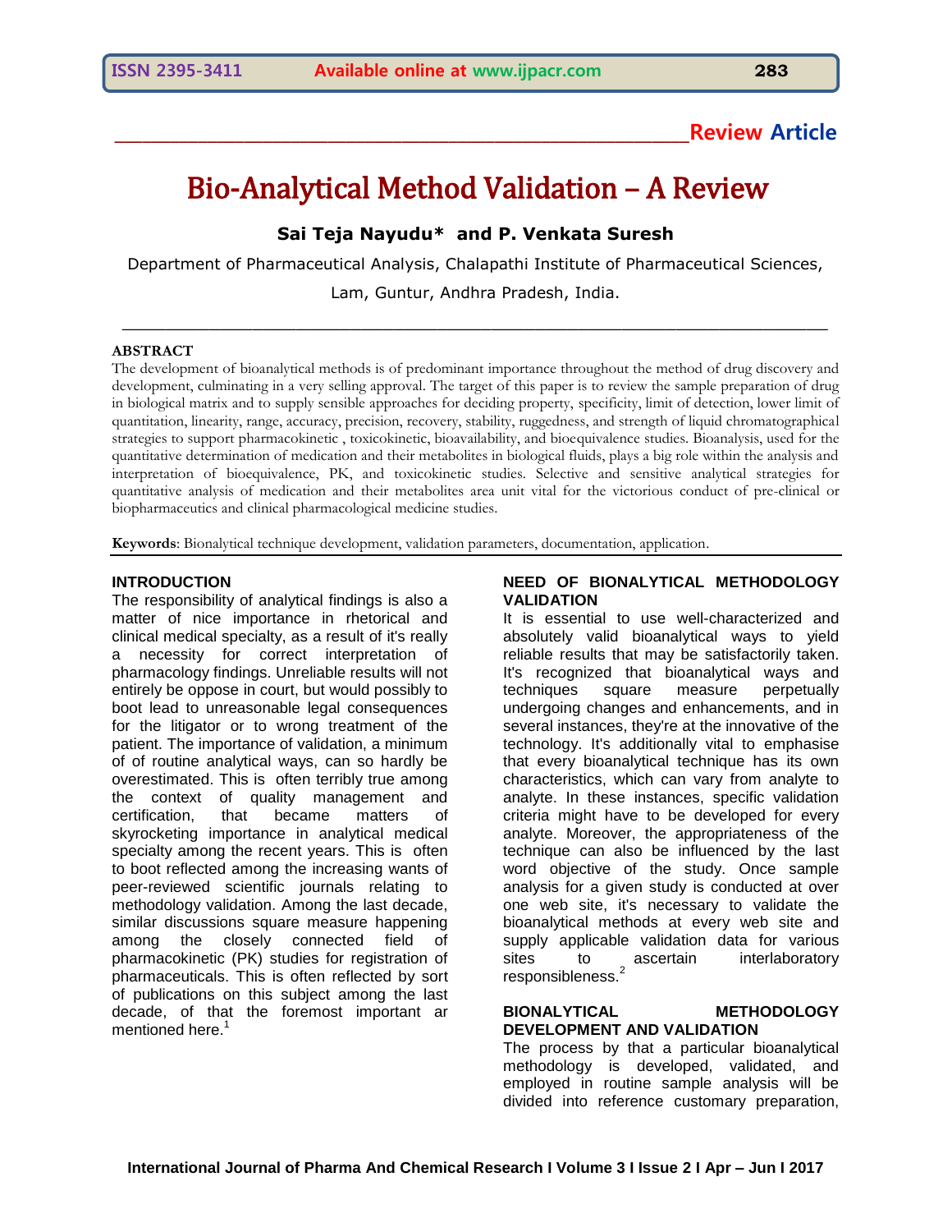Review Article

# Bio-Analytical Method Validation – A Review

**Sai Teja Nayudu\* and P. Venkata Suresh**

Department of Pharmaceutical Analysis, Chalapathi Institute of Pharmaceutical Sciences, Lam, Guntur, Andhra Pradesh, India.

## ABSTRACT

The development of bioanalytical methods is of predominant importance throughout the method of drug discovery and development, culminating in a very selling approval. The target of this paper is to review the sample preparation of drug in biological matrix and to supply sensible approaches for deciding property, specificity, limit of detection, lower limit of quantitation, linearity, range, accuracy, precision, recovery, stability, ruggedness, and strength of liquid chromatographical strategies to support pharmacokinetic , toxicokinetic, bioavailability, and bioequivalence studies. Bioanalysis, used for the quantitative determination of medication and their metabolites in biological fluids, plays a big role within the analysis and interpretation of bioequivalence, PK, and toxicokinetic studies. Selective and sensitive analytical strategies for quantitative analysis of medication and their metabolites area unit vital for the victorious conduct of pre-clinical or biopharmaceutics and clinical pharmacological medicine studies.

**Keywords**: Bionalytical technique development, validation parameters, documentation, application.

## INTRODUCTION

The responsibility of analytical findings is also a matter of nice importance in rhetorical and clinical medical specialty, as a result of it's really a necessity for correct interpretation of pharmacology findings. Unreliable results will not entirely be oppose in court, but would possibly to boot lead to unreasonable legal consequences for the litigator or to wrong treatment of the patient. The importance of validation, a minimum of of routine analytical ways, can so hardly be overestimated. This is often terribly true among the context of quality management and certification, that became matters of skyrocketing importance in analytical medical specialty among the recent years. This is often to boot reflected among the increasing wants of peer-reviewed scientific journals relating to methodology validation. Among the last decade, similar discussions square measure happening among the closely connected field of pharmacokinetic (PK) studies for registration of pharmaceuticals. This is often reflected by sort of publications on this subject among the last decade, of that the foremost important ar mentioned here.[1]

## NEED OF BIONALYTICAL METHODOLOGY VALIDATION

It is essential to use well-characterized and absolutely valid bioanalytical ways to yield reliable results that may be satisfactorily taken. It's recognized that bioanalytical ways and techniques square measure perpetually undergoing changes and enhancements, and in several instances, they're at the innovative of the technology. It's additionally vital to emphasise that every bioanalytical technique has its own characteristics, which can vary from analyte to analyte. In these instances, specific validation criteria might have to be developed for every analyte. Moreover, the appropriateness of the technique can also be influenced by the last word objective of the study. Once sample analysis for a given study is conducted at over one web site, it's necessary to validate the bioanalytical methods at every web site and supply applicable validation data for various sites to ascertain interlaboratory responsibleness.[2]

## BIONALYTICAL METHODOLOGY DEVELOPMENT AND VALIDATION

The process by that a particular bioanalytical methodology is developed, validated, and employed in routine sample analysis will be divided into reference customary preparation,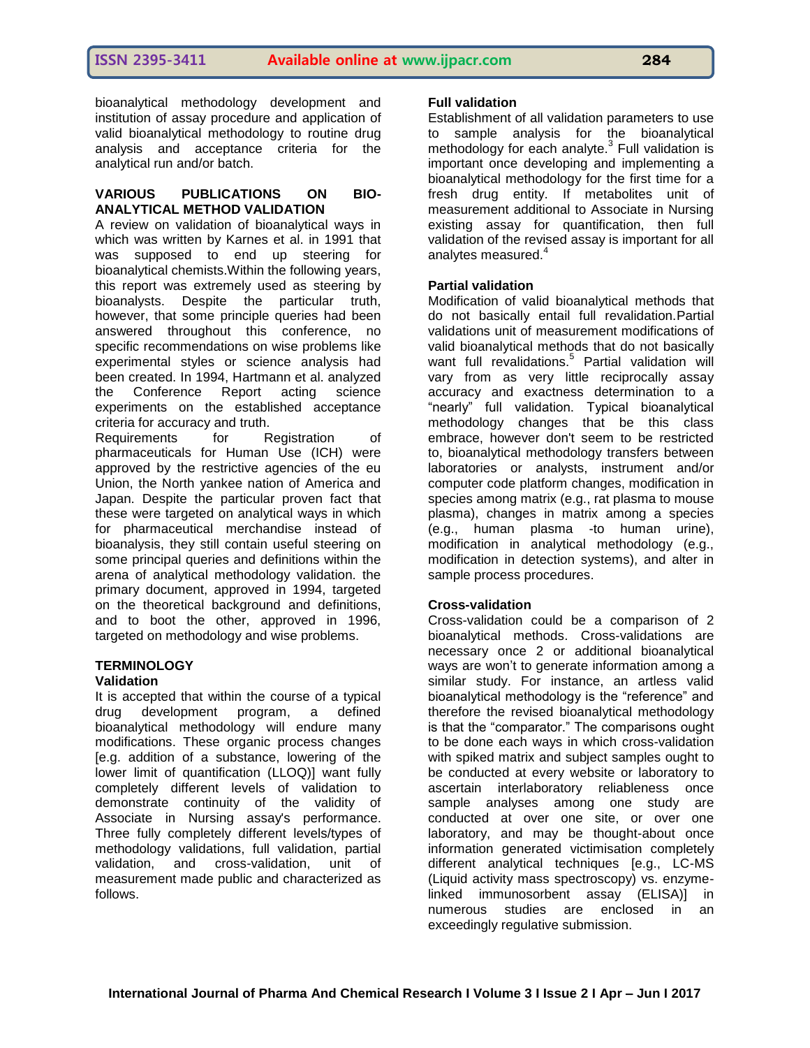bioanalytical methodology development and institution of assay procedure and application of valid bioanalytical methodology to routine drug analysis and acceptance criteria for the analytical run and/or batch.

## VARIOUS PUBLICATIONS ON BIO-ANALYTICAL METHOD VALIDATION

A review on validation of bioanalytical ways in which was written by Karnes et al. in 1991 that was supposed to end up steering for bioanalytical chemists.Within the following years, this report was extremely used as steering by bioanalysts. Despite the particular truth, however, that some principle queries had been answered throughout this conference, no specific recommendations on wise problems like experimental styles or science analysis had been created. In 1994, Hartmann et al. analyzed the Conference Report acting science experiments on the established acceptance criteria for accuracy and truth.

Requirements for Registration of pharmaceuticals for Human Use (ICH) were approved by the restrictive agencies of the eu Union, the North yankee nation of America and Japan. Despite the particular proven fact that these were targeted on analytical ways in which for pharmaceutical merchandise instead of bioanalysis, they still contain useful steering on some principal queries and definitions within the arena of analytical methodology validation. the primary document, approved in 1994, targeted on the theoretical background and definitions, and to boot the other, approved in 1996, targeted on methodology and wise problems.

## TERMINOLOGY

### Validation

It is accepted that within the course of a typical drug development program, a defined bioanalytical methodology will endure many modifications. These organic process changes [e.g. addition of a substance, lowering of the lower limit of quantification (LLOQ)] want fully completely different levels of validation to demonstrate continuity of the validity of Associate in Nursing assay's performance. Three fully completely different levels/types of methodology validations, full validation, partial validation, and cross-validation, unit of measurement made public and characterized as follows.

### Full validation

Establishment of all validation parameters to use to sample analysis for the bioanalytical methodology for each analyte.[3] Full validation is important once developing and implementing a bioanalytical methodology for the first time for a fresh drug entity. If metabolites unit of measurement additional to Associate in Nursing existing assay for quantification, then full validation of the revised assay is important for all analytes measured.[4]

### Partial validation

Modification of valid bioanalytical methods that do not basically entail full revalidation.Partial validations unit of measurement modifications of valid bioanalytical methods that do not basically want full revalidations.[5] Partial validation will vary from as very little reciprocally assay accuracy and exactness determination to a "nearly" full validation. Typical bioanalytical methodology changes that be this class embrace, however don't seem to be restricted to, bioanalytical methodology transfers between laboratories or analysts, instrument and/or computer code platform changes, modification in species among matrix (e.g., rat plasma to mouse plasma), changes in matrix among a species (e.g., human plasma -to human urine), modification in analytical methodology (e.g., modification in detection systems), and alter in sample process procedures.

### Cross-validation

Cross-validation could be a comparison of 2 bioanalytical methods. Cross-validations are necessary once 2 or additional bioanalytical ways are won't to generate information among a similar study. For instance, an artless valid bioanalytical methodology is the "reference" and therefore the revised bioanalytical methodology is that the "comparator." The comparisons ought to be done each ways in which cross-validation with spiked matrix and subject samples ought to be conducted at every website or laboratory to ascertain interlaboratory reliableness once sample analyses among one study are conducted at over one site, or over one laboratory, and may be thought-about once information generated victimisation completely different analytical techniques [e.g., LC-MS (Liquid activity mass spectroscopy) vs. enzyme-linked immunosorbent assay (ELISA)] in numerous studies are enclosed in an exceedingly regulative submission.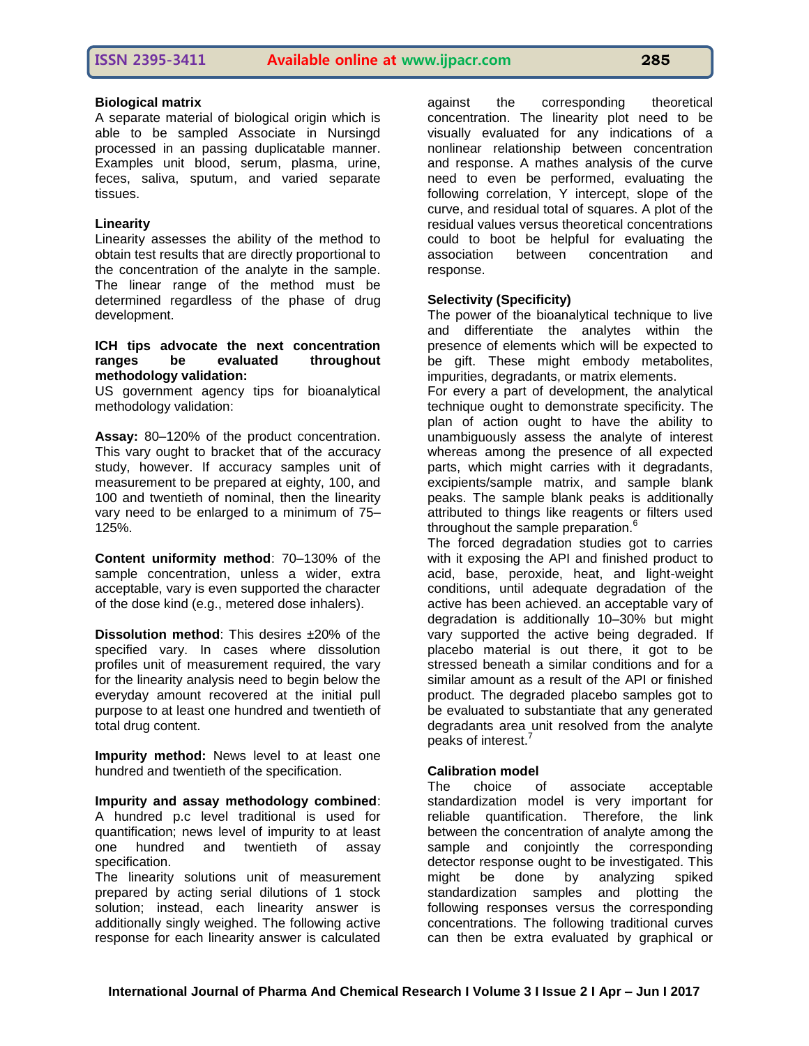**Biological matrix**

A separate material of biological origin which is able to be sampled Associate in Nursingd processed in an passing duplicatable manner. Examples unit blood, serum, plasma, urine, feces, saliva, sputum, and varied separate tissues.

**Linearity**

Linearity assesses the ability of the method to obtain test results that are directly proportional to the concentration of the analyte in the sample. The linear range of the method must be determined regardless of the phase of drug development.

**ICH tips advocate the next concentration ranges be evaluated throughout methodology validation:**

US government agency tips for bioanalytical methodology validation:

**Assay:** 80–120% of the product concentration. This vary ought to bracket that of the accuracy study, however. If accuracy samples unit of measurement to be prepared at eighty, 100, and 100 and twentieth of nominal, then the linearity vary need to be enlarged to a minimum of 75–125%.

**Content uniformity method**: 70–130% of the sample concentration, unless a wider, extra acceptable, vary is even supported the character of the dose kind (e.g., metered dose inhalers).

**Dissolution method**: This desires ±20% of the specified vary. In cases where dissolution profiles unit of measurement required, the vary for the linearity analysis need to begin below the everyday amount recovered at the initial pull purpose to at least one hundred and twentieth of total drug content.

**Impurity method:** News level to at least one hundred and twentieth of the specification.

**Impurity and assay methodology combined**: A hundred p.c level traditional is used for quantification; news level of impurity to at least one hundred and twentieth of assay specification.

The linearity solutions unit of measurement prepared by acting serial dilutions of 1 stock solution; instead, each linearity answer is additionally singly weighed. The following active response for each linearity answer is calculated against the corresponding theoretical concentration. The linearity plot need to be visually evaluated for any indications of a nonlinear relationship between concentration and response. A mathes analysis of the curve need to even be performed, evaluating the following correlation, Y intercept, slope of the curve, and residual total of squares. A plot of the residual values versus theoretical concentrations could to boot be helpful for evaluating the association between concentration and response.

**Selectivity (Specificity)**

The power of the bioanalytical technique to live and differentiate the analytes within the presence of elements which will be expected to be gift. These might embody metabolites, impurities, degradants, or matrix elements.

For every a part of development, the analytical technique ought to demonstrate specificity. The plan of action ought to have the ability to unambiguously assess the analyte of interest whereas among the presence of all expected parts, which might carries with it degradants, excipients/sample matrix, and sample blank peaks. The sample blank peaks is additionally attributed to things like reagents or filters used throughout the sample preparation.[6]

The forced degradation studies got to carries with it exposing the API and finished product to acid, base, peroxide, heat, and light-weight conditions, until adequate degradation of the active has been achieved. an acceptable vary of degradation is additionally 10–30% but might vary supported the active being degraded. If placebo material is out there, it got to be stressed beneath a similar conditions and for a similar amount as a result of the API or finished product. The degraded placebo samples got to be evaluated to substantiate that any generated degradants area unit resolved from the analyte peaks of interest.[7]

**Calibration model**

The choice of associate acceptable standardization model is very important for reliable quantification. Therefore, the link between the concentration of analyte among the sample and conjointly the corresponding detector response ought to be investigated. This might be done by analyzing spiked standardization samples and plotting the following responses versus the corresponding concentrations. The following traditional curves can then be extra evaluated by graphical or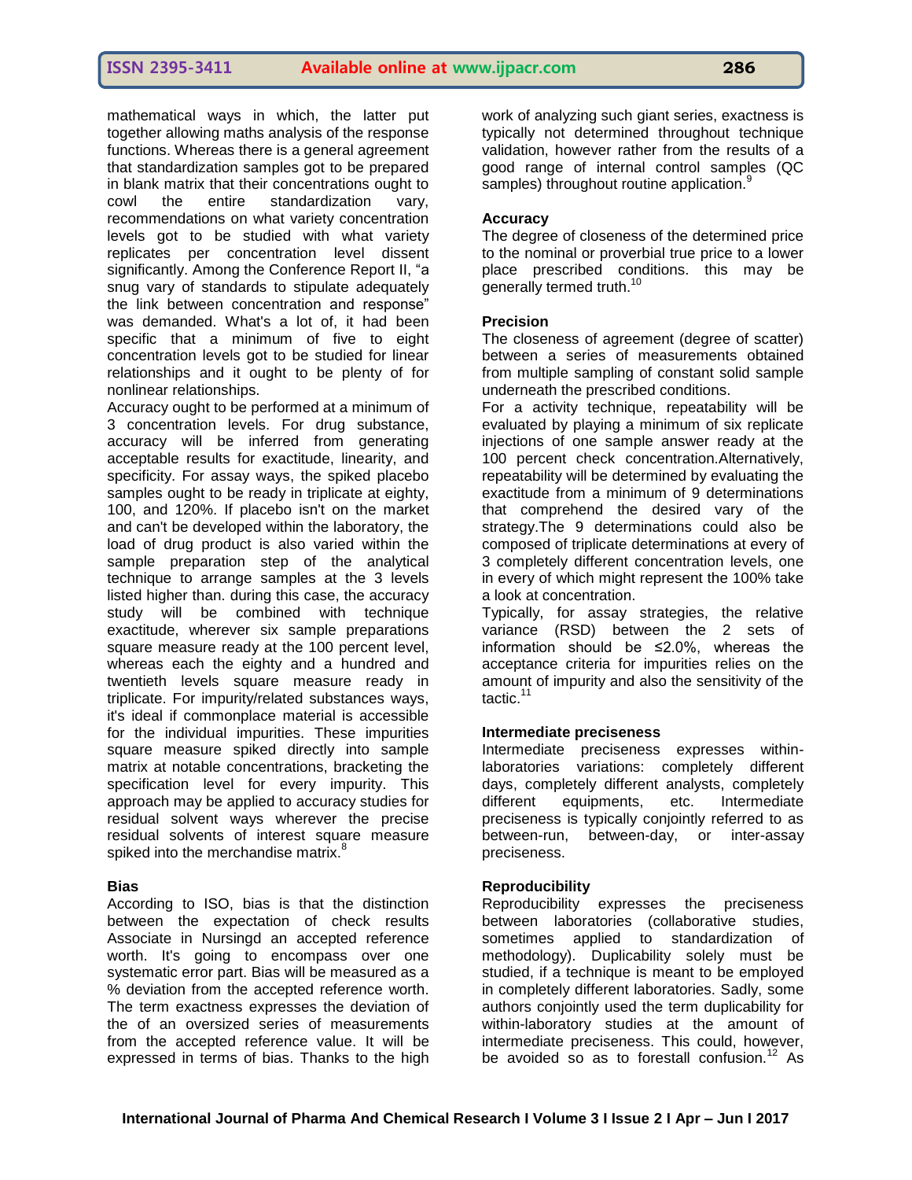mathematical ways in which, the latter put together allowing maths analysis of the response functions. Whereas there is a general agreement that standardization samples got to be prepared in blank matrix that their concentrations ought to cowl the entire standardization vary, recommendations on what variety concentration levels got to be studied with what variety replicates per concentration level dissent significantly. Among the Conference Report II, "a snug vary of standards to stipulate adequately the link between concentration and response" was demanded. What's a lot of, it had been specific that a minimum of five to eight concentration levels got to be studied for linear relationships and it ought to be plenty of for nonlinear relationships.

Accuracy ought to be performed at a minimum of 3 concentration levels. For drug substance, accuracy will be inferred from generating acceptable results for exactitude, linearity, and specificity. For assay ways, the spiked placebo samples ought to be ready in triplicate at eighty, 100, and 120%. If placebo isn't on the market and can't be developed within the laboratory, the load of drug product is also varied within the sample preparation step of the analytical technique to arrange samples at the 3 levels listed higher than. during this case, the accuracy study will be combined with technique exactitude, wherever six sample preparations square measure ready at the 100 percent level, whereas each the eighty and a hundred and twentieth levels square measure ready in triplicate. For impurity/related substances ways, it's ideal if commonplace material is accessible for the individual impurities. These impurities square measure spiked directly into sample matrix at notable concentrations, bracketing the specification level for every impurity. This approach may be applied to accuracy studies for residual solvent ways wherever the precise residual solvents of interest square measure spiked into the merchandise matrix.[8]

### Bias

According to ISO, bias is that the distinction between the expectation of check results Associate in Nursingd an accepted reference worth. It's going to encompass over one systematic error part. Bias will be measured as a % deviation from the accepted reference worth. The term exactness expresses the deviation of the of an oversized series of measurements from the accepted reference value. It will be expressed in terms of bias. Thanks to the high work of analyzing such giant series, exactness is typically not determined throughout technique validation, however rather from the results of a good range of internal control samples (QC samples) throughout routine application.[9]

### Accuracy

The degree of closeness of the determined price to the nominal or proverbial true price to a lower place prescribed conditions. this may be generally termed truth.[10]

### Precision

The closeness of agreement (degree of scatter) between a series of measurements obtained from multiple sampling of constant solid sample underneath the prescribed conditions.

For a activity technique, repeatability will be evaluated by playing a minimum of six replicate injections of one sample answer ready at the 100 percent check concentration.Alternatively, repeatability will be determined by evaluating the exactitude from a minimum of 9 determinations that comprehend the desired vary of the strategy.The 9 determinations could also be composed of triplicate determinations at every of 3 completely different concentration levels, one in every of which might represent the 100% take a look at concentration.

Typically, for assay strategies, the relative variance (RSD) between the 2 sets of information should be ≤2.0%, whereas the acceptance criteria for impurities relies on the amount of impurity and also the sensitivity of the tactic.[11]

### Intermediate preciseness

Intermediate preciseness expresses within-laboratories variations: completely different days, completely different analysts, completely different equipments, etc. Intermediate preciseness is typically conjointly referred to as between-run, between-day, or inter-assay preciseness.

### Reproducibility

Reproducibility expresses the preciseness between laboratories (collaborative studies, sometimes applied to standardization of methodology). Duplicability solely must be studied, if a technique is meant to be employed in completely different laboratories. Sadly, some authors conjointly used the term duplicability for within-laboratory studies at the amount of intermediate preciseness. This could, however, be avoided so as to forestall confusion.[12] As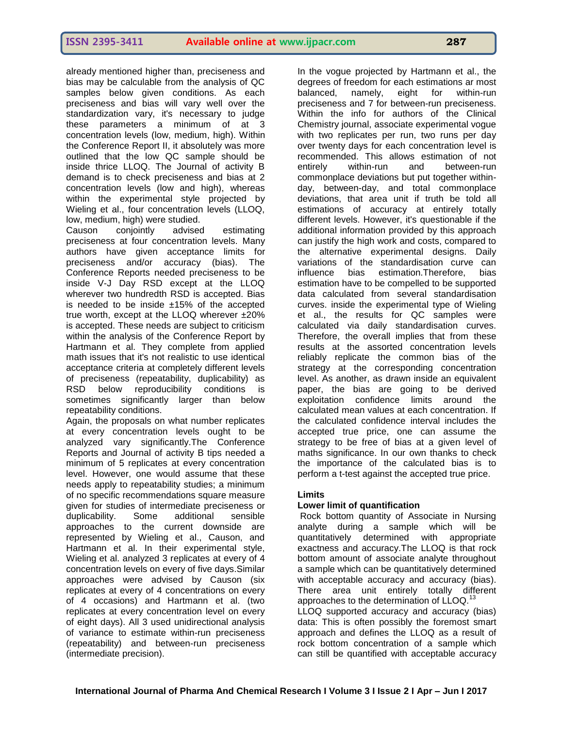already mentioned higher than, preciseness and bias may be calculable from the analysis of QC samples below given conditions. As each preciseness and bias will vary well over the standardization vary, it's necessary to judge these parameters a minimum of at 3 concentration levels (low, medium, high). Within the Conference Report II, it absolutely was more outlined that the low QC sample should be inside thrice LLOQ. The Journal of activity B demand is to check preciseness and bias at 2 concentration levels (low and high), whereas within the experimental style projected by Wieling et al., four concentration levels (LLOQ, low, medium, high) were studied.

Causon conjointly advised estimating preciseness at four concentration levels. Many authors have given acceptance limits for preciseness and/or accuracy (bias). The Conference Reports needed preciseness to be inside V-J Day RSD except at the LLOQ wherever two hundredth RSD is accepted. Bias is needed to be inside ±15% of the accepted true worth, except at the LLOQ wherever ±20% is accepted. These needs are subject to criticism within the analysis of the Conference Report by Hartmann et al. They complete from applied math issues that it's not realistic to use identical acceptance criteria at completely different levels of preciseness (repeatability, duplicability) as RSD below reproducibility conditions is sometimes significantly larger than below repeatability conditions.

Again, the proposals on what number replicates at every concentration levels ought to be analyzed vary significantly.The Conference Reports and Journal of activity B tips needed a minimum of 5 replicates at every concentration level. However, one would assume that these needs apply to repeatability studies; a minimum of no specific recommendations square measure given for studies of intermediate preciseness or duplicability. Some additional sensible approaches to the current downside are represented by Wieling et al., Causon, and Hartmann et al. In their experimental style, Wieling et al. analyzed 3 replicates at every of 4 concentration levels on every of five days.Similar approaches were advised by Causon (six replicates at every of 4 concentrations on every of 4 occasions) and Hartmann et al. (two replicates at every concentration level on every of eight days). All 3 used unidirectional analysis of variance to estimate within-run preciseness (repeatability) and between-run preciseness (intermediate precision).

In the vogue projected by Hartmann et al., the degrees of freedom for each estimations ar most balanced, namely, eight for within-run preciseness and 7 for between-run preciseness. Within the info for authors of the Clinical Chemistry journal, associate experimental vogue with two replicates per run, two runs per day over twenty days for each concentration level is recommended. This allows estimation of not entirely within-run and between-run commonplace deviations but put together within-day, between-day, and total commonplace deviations, that area unit if truth be told all estimations of accuracy at entirely totally different levels. However, it's questionable if the additional information provided by this approach can justify the high work and costs, compared to the alternative experimental designs. Daily variations of the standardisation curve can influence bias estimation.Therefore, bias estimation have to be compelled to be supported data calculated from several standardisation curves. inside the experimental type of Wieling et al., the results for QC samples were calculated via daily standardisation curves. Therefore, the overall implies that from these results at the assorted concentration levels reliably replicate the common bias of the strategy at the corresponding concentration level. As another, as drawn inside an equivalent paper, the bias are going to be derived exploitation confidence limits around the calculated mean values at each concentration. If the calculated confidence interval includes the accepted true price, one can assume the strategy to be free of bias at a given level of maths significance. In our own thanks to check the importance of the calculated bias is to perform a t-test against the accepted true price.

## Limits

### Lower limit of quantification

Rock bottom quantity of Associate in Nursing analyte during a sample which will be quantitatively determined with appropriate exactness and accuracy.The LLOQ is that rock bottom amount of associate analyte throughout a sample which can be quantitatively determined with acceptable accuracy and accuracy (bias). There area unit entirely totally different approaches to the determination of LLOQ.[13]

LLOQ supported accuracy and accuracy (bias) data: This is often possibly the foremost smart approach and defines the LLOQ as a result of rock bottom concentration of a sample which can still be quantified with acceptable accuracy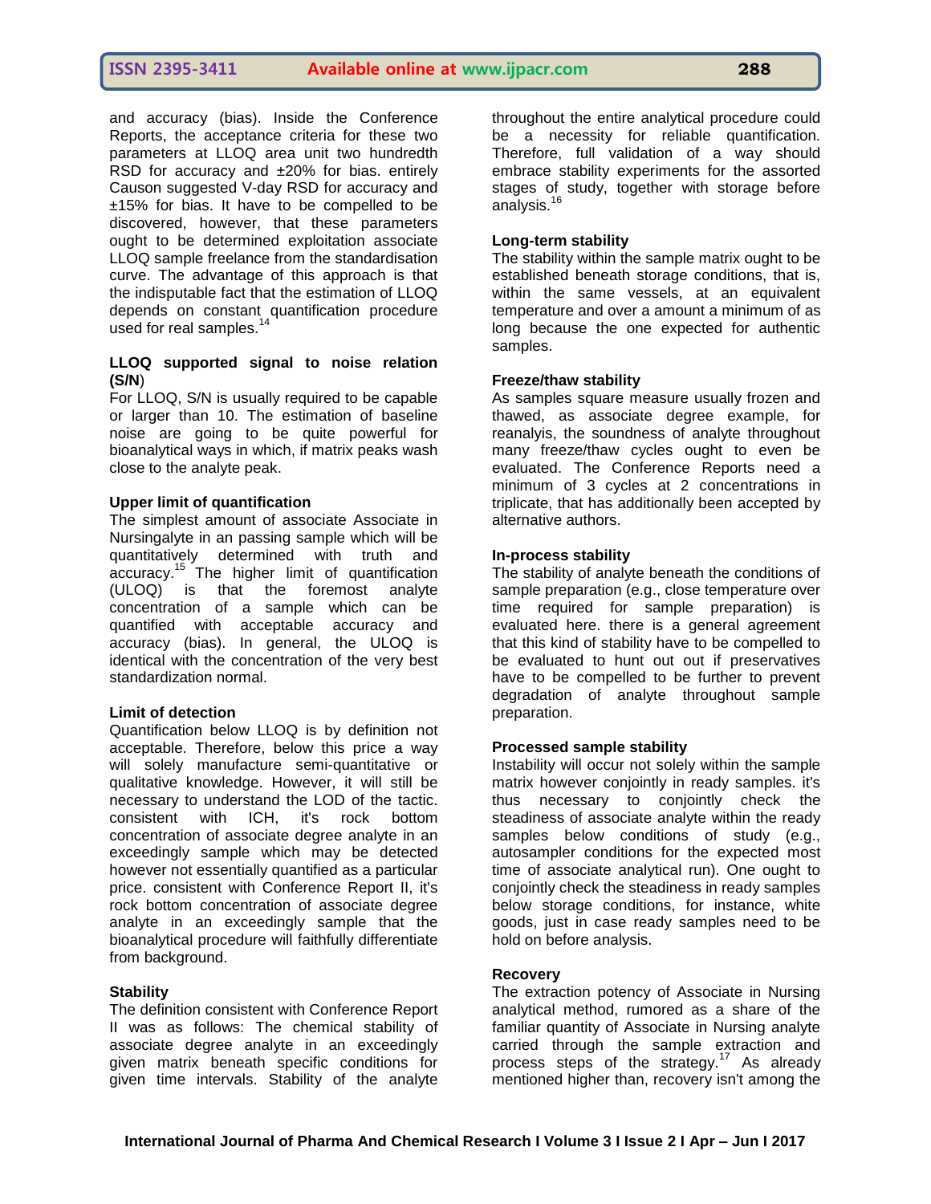and accuracy (bias). Inside the Conference Reports, the acceptance criteria for these two parameters at LLOQ area unit two hundredth RSD for accuracy and ±20% for bias. entirely Causon suggested V-day RSD for accuracy and ±15% for bias. It have to be compelled to be discovered, however, that these parameters ought to be determined exploitation associate LLOQ sample freelance from the standardisation curve. The advantage of this approach is that the indisputable fact that the estimation of LLOQ depends on constant quantification procedure used for real samples.[14]

**LLOQ supported signal to noise relation (S/N)**

For LLOQ, S/N is usually required to be capable or larger than 10. The estimation of baseline noise are going to be quite powerful for bioanalytical ways in which, if matrix peaks wash close to the analyte peak.

**Upper limit of quantification**

The simplest amount of associate Associate in Nursingalyte in an passing sample which will be quantitatively determined with truth and accuracy.[15] The higher limit of quantification (ULOQ) is that the foremost analyte concentration of a sample which can be quantified with acceptable accuracy and accuracy (bias). In general, the ULOQ is identical with the concentration of the very best standardization normal.

**Limit of detection**

Quantification below LLOQ is by definition not acceptable. Therefore, below this price a way will solely manufacture semi-quantitative or qualitative knowledge. However, it will still be necessary to understand the LOD of the tactic. consistent with ICH, it's rock bottom concentration of associate degree analyte in an exceedingly sample which may be detected however not essentially quantified as a particular price. consistent with Conference Report II, it's rock bottom concentration of associate degree analyte in an exceedingly sample that the bioanalytical procedure will faithfully differentiate from background.

**Stability**

The definition consistent with Conference Report II was as follows: The chemical stability of associate degree analyte in an exceedingly given matrix beneath specific conditions for given time intervals. Stability of the analyte throughout the entire analytical procedure could be a necessity for reliable quantification. Therefore, full validation of a way should embrace stability experiments for the assorted stages of study, together with storage before analysis.[16]

**Long-term stability**

The stability within the sample matrix ought to be established beneath storage conditions, that is, within the same vessels, at an equivalent temperature and over a amount a minimum of as long because the one expected for authentic samples.

**Freeze/thaw stability**

As samples square measure usually frozen and thawed, as associate degree example, for reanalysis, the soundness of analyte throughout many freeze/thaw cycles ought to even be evaluated. The Conference Reports need a minimum of 3 cycles at 2 concentrations in triplicate, that has additionally been accepted by alternative authors.

**In-process stability**

The stability of analyte beneath the conditions of sample preparation (e.g., close temperature over time required for sample preparation) is evaluated here. there is a general agreement that this kind of stability have to be compelled to be evaluated to hunt out out if preservatives have to be compelled to be further to prevent degradation of analyte throughout sample preparation.

**Processed sample stability**

Instability will occur not solely within the sample matrix however conjointly in ready samples. it's thus necessary to conjointly check the steadiness of associate analyte within the ready samples below conditions of study (e.g., autosampler conditions for the expected most time of associate analytical run). One ought to conjointly check the steadiness in ready samples below storage conditions, for instance, white goods, just in case ready samples need to be hold on before analysis.

**Recovery**

The extraction potency of Associate in Nursing analytical method, rumored as a share of the familiar quantity of Associate in Nursing analyte carried through the sample extraction and process steps of the strategy.[17] As already mentioned higher than, recovery isn't among the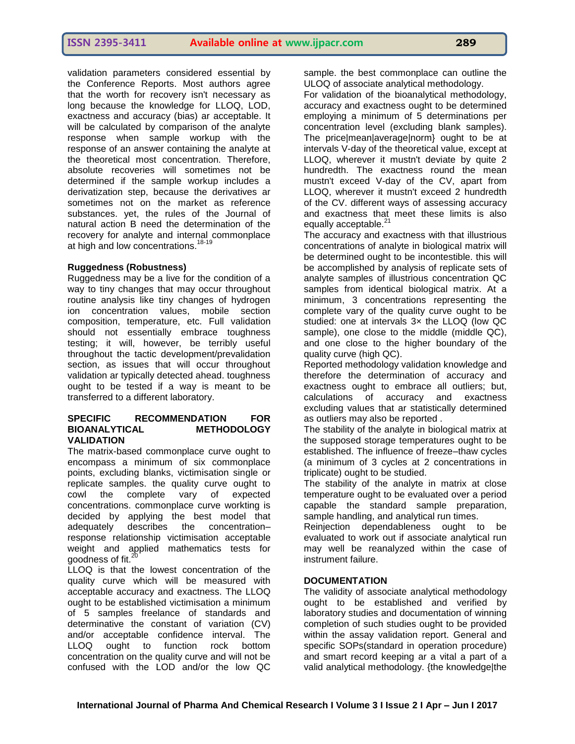validation parameters considered essential by the Conference Reports. Most authors agree that the worth for recovery isn't necessary as long because the knowledge for LLOQ, LOD, exactness and accuracy (bias) ar acceptable. It will be calculated by comparison of the analyte response when sample workup with the response of an answer containing the analyte at the theoretical most concentration. Therefore, absolute recoveries will sometimes not be determined if the sample workup includes a derivatization step, because the derivatives ar sometimes not on the market as reference substances. yet, the rules of the Journal of natural action B need the determination of the recovery for analyte and internal commonplace at high and low concentrations.[18-19]

### Ruggedness (Robustness)

Ruggedness may be a live for the condition of a way to tiny changes that may occur throughout routine analysis like tiny changes of hydrogen ion concentration values, mobile section composition, temperature, etc. Full validation should not essentially embrace toughness testing; it will, however, be terribly useful throughout the tactic development/prevalidation section, as issues that will occur throughout validation ar typically detected ahead. toughness ought to be tested if a way is meant to be transferred to a different laboratory.

## SPECIFIC RECOMMENDATION FOR BIOANALYTICAL METHODOLOGY VALIDATION

The matrix-based commonplace curve ought to encompass a minimum of six commonplace points, excluding blanks, victimisation single or replicate samples. the quality curve ought to cowl the complete vary of expected concentrations. commonplace curve workting is decided by applying the best model that adequately describes the concentration–response relationship victimisation acceptable weight and applied mathematics tests for goodness of fit.[20]

LLOQ is that the lowest concentration of the quality curve which will be measured with acceptable accuracy and exactness. The LLOQ ought to be established victimisation a minimum of 5 samples freelance of standards and determinative the constant of variation (CV) and/or acceptable confidence interval. The LLOQ ought to function rock bottom concentration on the quality curve and will not be confused with the LOD and/or the low QC sample. the best commonplace can outline the ULOQ of associate analytical methodology.

For validation of the bioanalytical methodology, accuracy and exactness ought to be determined employing a minimum of 5 determinations per concentration level (excluding blank samples). The price|mean|average|norm} ought to be at intervals V-day of the theoretical value, except at LLOQ, wherever it mustn't deviate by quite 2 hundredth. The exactness round the mean mustn't exceed V-day of the CV, apart from LLOQ, wherever it mustn't exceed 2 hundredth of the CV. different ways of assessing accuracy and exactness that meet these limits is also equally acceptable.[21]

The accuracy and exactness with that illustrious concentrations of analyte in biological matrix will be determined ought to be incontestible. this will be accomplished by analysis of replicate sets of analyte samples of illustrious concentration QC samples from identical biological matrix. At a minimum, 3 concentrations representing the complete vary of the quality curve ought to be studied: one at intervals 3× the LLOQ (low QC sample), one close to the middle (middle QC), and one close to the higher boundary of the quality curve (high QC).

Reported methodology validation knowledge and therefore the determination of accuracy and exactness ought to embrace all outliers; but, calculations of accuracy and exactness excluding values that ar statistically determined as outliers may also be reported .

The stability of the analyte in biological matrix at the supposed storage temperatures ought to be established. The influence of freeze–thaw cycles (a minimum of 3 cycles at 2 concentrations in triplicate) ought to be studied.

The stability of the analyte in matrix at close temperature ought to be evaluated over a period capable the standard sample preparation, sample handling, and analytical run times.

Reinjection dependableness ought to be evaluated to work out if associate analytical run may well be reanalyzed within the case of instrument failure.

## DOCUMENTATION

The validity of associate analytical methodology ought to be established and verified by laboratory studies and documentation of winning completion of such studies ought to be provided within the assay validation report. General and specific SOPs(standard in operation procedure) and smart record keeping ar a vital a part of a valid analytical methodology. {the knowledge|the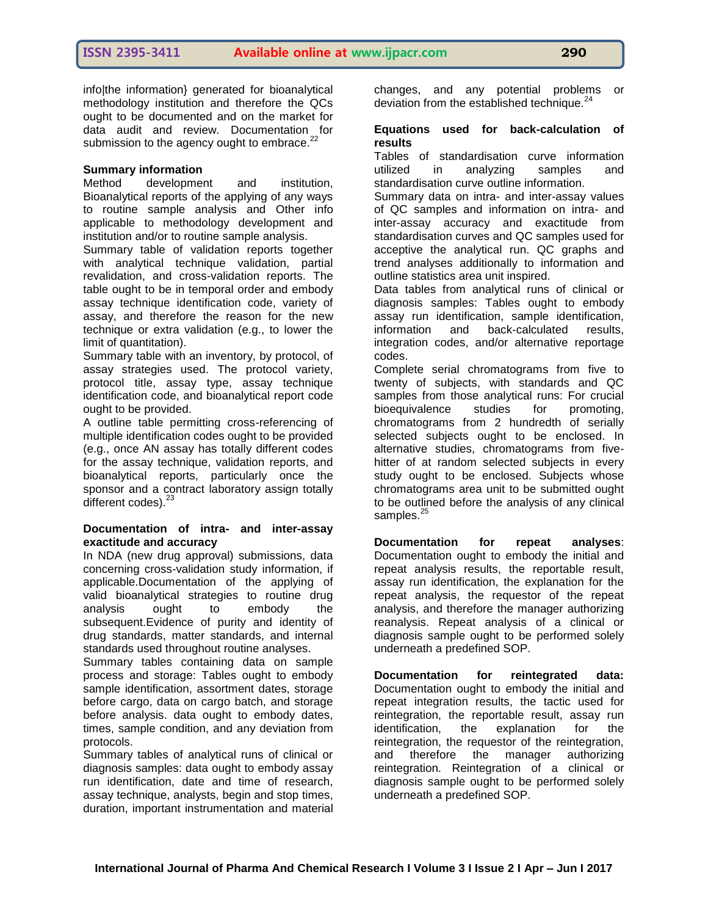info|the information} generated for bioanalytical methodology institution and therefore the QCs ought to be documented and on the market for data audit and review. Documentation for submission to the agency ought to embrace.[22]

**Summary information**

Method development and institution, Bioanalytical reports of the applying of any ways to routine sample analysis and Other info applicable to methodology development and institution and/or to routine sample analysis.

Summary table of validation reports together with analytical technique validation, partial revalidation, and cross-validation reports. The table ought to be in temporal order and embody assay technique identification code, variety of assay, and therefore the reason for the new technique or extra validation (e.g., to lower the limit of quantitation).

Summary table with an inventory, by protocol, of assay strategies used. The protocol variety, protocol title, assay type, assay technique identification code, and bioanalytical report code ought to be provided.

A outline table permitting cross-referencing of multiple identification codes ought to be provided (e.g., once AN assay has totally different codes for the assay technique, validation reports, and bioanalytical reports, particularly once the sponsor and a contract laboratory assign totally different codes).[23]

**Documentation of intra- and inter-assay exactitude and accuracy**

In NDA (new drug approval) submissions, data concerning cross-validation study information, if applicable.Documentation of the applying of valid bioanalytical strategies to routine drug analysis ought to embody the subsequent.Evidence of purity and identity of drug standards, matter standards, and internal standards used throughout routine analyses.

Summary tables containing data on sample process and storage: Tables ought to embody sample identification, assortment dates, storage before cargo, data on cargo batch, and storage before analysis. data ought to embody dates, times, sample condition, and any deviation from protocols.

Summary tables of analytical runs of clinical or diagnosis samples: data ought to embody assay run identification, date and time of research, assay technique, analysts, begin and stop times, duration, important instrumentation and material changes, and any potential problems or deviation from the established technique.[24]

**Equations used for back-calculation of results**

Tables of standardisation curve information utilized in analyzing samples and standardisation curve outline information.

Summary data on intra- and inter-assay values of QC samples and information on intra- and inter-assay accuracy and exactitude from standardisation curves and QC samples used for acceptive the analytical run. QC graphs and trend analyses additionally to information and outline statistics area unit inspired.

Data tables from analytical runs of clinical or diagnosis samples: Tables ought to embody assay run identification, sample identification, information and back-calculated results, integration codes, and/or alternative reportage codes.

Complete serial chromatograms from five to twenty of subjects, with standards and QC samples from those analytical runs: For crucial bioequivalence studies for promoting, chromatograms from 2 hundredth of serially selected subjects ought to be enclosed. In alternative studies, chromatograms from five-hitter of at random selected subjects in every study ought to be enclosed. Subjects whose chromatograms area unit to be submitted ought to be outlined before the analysis of any clinical samples.[25]

**Documentation for repeat analyses**: Documentation ought to embody the initial and repeat analysis results, the reportable result, assay run identification, the explanation for the repeat analysis, the requestor of the repeat analysis, and therefore the manager authorizing reanalysis. Repeat analysis of a clinical or diagnosis sample ought to be performed solely underneath a predefined SOP.

**Documentation for reintegrated data:** Documentation ought to embody the initial and repeat integration results, the tactic used for reintegration, the reportable result, assay run identification, the explanation for the reintegration, the requestor of the reintegration, and therefore the manager authorizing reintegration. Reintegration of a clinical or diagnosis sample ought to be performed solely underneath a predefined SOP.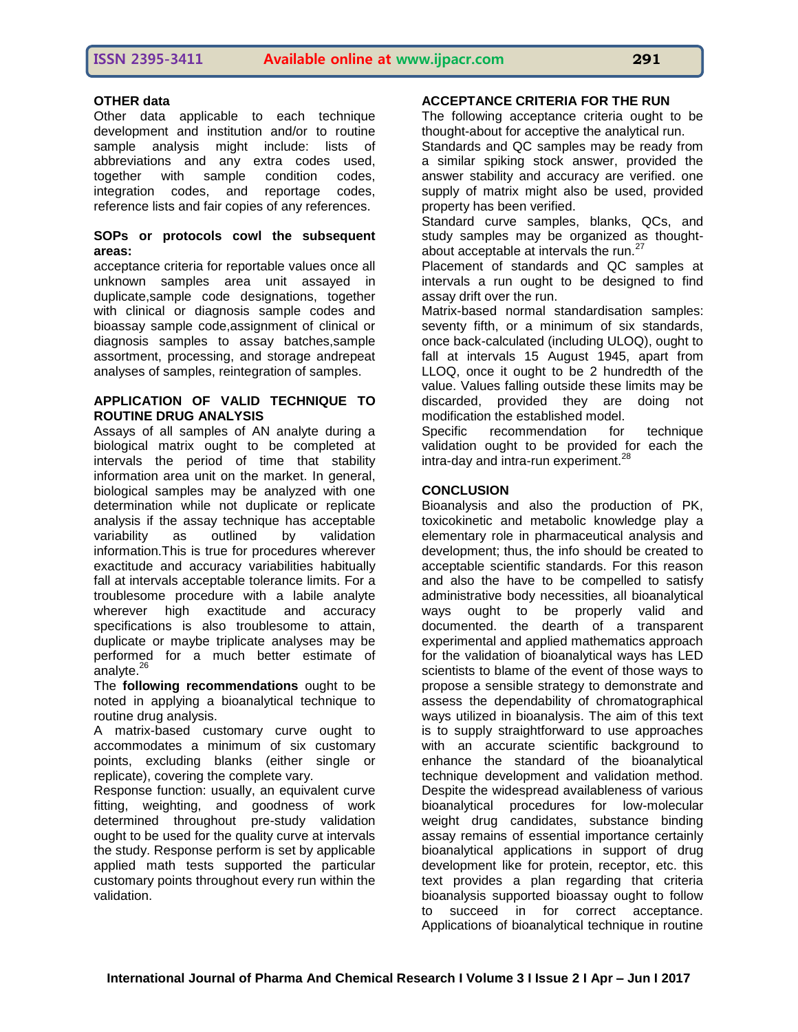**OTHER data**

Other data applicable to each technique development and institution and/or to routine sample analysis might include: lists of abbreviations and any extra codes used, together with sample condition codes, integration codes, and reportage codes, reference lists and fair copies of any references.

**SOPs or protocols cowl the subsequent areas:**

acceptance criteria for reportable values once all unknown samples area unit assayed in duplicate,sample code designations, together with clinical or diagnosis sample codes and bioassay sample code,assignment of clinical or diagnosis samples to assay batches,sample assortment, processing, and storage andrepeat analyses of samples, reintegration of samples.

**APPLICATION OF VALID TECHNIQUE TO ROUTINE DRUG ANALYSIS**

Assays of all samples of AN analyte during a biological matrix ought to be completed at intervals the period of time that stability information area unit on the market. In general, biological samples may be analyzed with one determination while not duplicate or replicate analysis if the assay technique has acceptable variability as outlined by validation information.This is true for procedures wherever exactitude and accuracy variabilities habitually fall at intervals acceptable tolerance limits. For a troublesome procedure with a labile analyte wherever high exactitude and accuracy specifications is also troublesome to attain, duplicate or maybe triplicate analyses may be performed for a much better estimate of analyte.[26]

The **following recommendations** ought to be noted in applying a bioanalytical technique to routine drug analysis.

A matrix-based customary curve ought to accommodates a minimum of six customary points, excluding blanks (either single or replicate), covering the complete vary.

Response function: usually, an equivalent curve fitting, weighting, and goodness of work determined throughout pre-study validation ought to be used for the quality curve at intervals the study. Response perform is set by applicable applied math tests supported the particular customary points throughout every run within the validation.

**ACCEPTANCE CRITERIA FOR THE RUN**

The following acceptance criteria ought to be thought-about for acceptive the analytical run.

Standards and QC samples may be ready from a similar spiking stock answer, provided the answer stability and accuracy are verified. one supply of matrix might also be used, provided property has been verified.

Standard curve samples, blanks, QCs, and study samples may be organized as thought-about acceptable at intervals the run.[27]

Placement of standards and QC samples at intervals a run ought to be designed to find assay drift over the run.

Matrix-based normal standardisation samples: seventy fifth, or a minimum of six standards, once back-calculated (including ULOQ), ought to fall at intervals 15 August 1945, apart from LLOQ, once it ought to be 2 hundredth of the value. Values falling outside these limits may be discarded, provided they are doing not modification the established model.

Specific recommendation for technique validation ought to be provided for each the intra-day and intra-run experiment.[28]

**CONCLUSION**

Bioanalysis and also the production of PK, toxicokinetic and metabolic knowledge play a elementary role in pharmaceutical analysis and development; thus, the info should be created to acceptable scientific standards. For this reason and also the have to be compelled to satisfy administrative body necessities, all bioanalytical ways ought to be properly valid and documented. the dearth of a transparent experimental and applied mathematics approach for the validation of bioanalytical ways has LED scientists to blame of the event of those ways to propose a sensible strategy to demonstrate and assess the dependability of chromatographical ways utilized in bioanalysis. The aim of this text is to supply straightforward to use approaches with an accurate scientific background to enhance the standard of the bioanalytical technique development and validation method. Despite the widespread availableness of various bioanalytical procedures for low-molecular weight drug candidates, substance binding assay remains of essential importance certainly bioanalytical applications in support of drug development like for protein, receptor, etc. this text provides a plan regarding that criteria bioanalysis supported bioassay ought to follow to succeed in for correct acceptance. Applications of bioanalytical technique in routine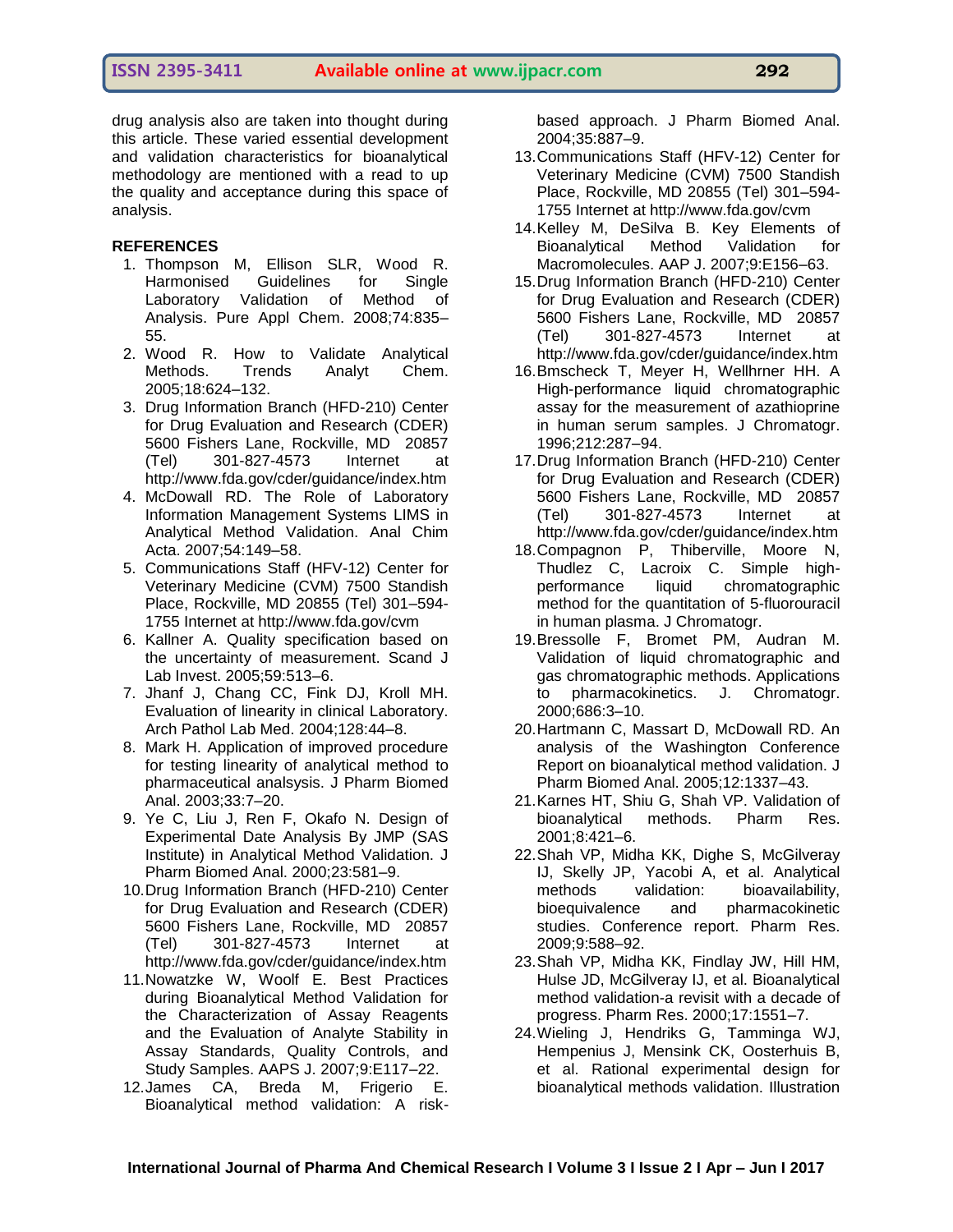drug analysis also are taken into thought during this article. These varied essential development and validation characteristics for bioanalytical methodology are mentioned with a read to up the quality and acceptance during this space of analysis.

## REFERENCES

1. Thompson M, Ellison SLR, Wood R. Harmonised Guidelines for Single Laboratory Validation of Method of Analysis. Pure Appl Chem. 2008;74:835–55.
2. Wood R. How to Validate Analytical Methods. Trends Analyt Chem. 2005;18:624–132.
3. Drug Information Branch (HFD-210) Center for Drug Evaluation and Research (CDER) 5600 Fishers Lane, Rockville, MD 20857 (Tel) 301-827-4573 Internet at http://www.fda.gov/cder/guidance/index.htm
4. McDowall RD. The Role of Laboratory Information Management Systems LIMS in Analytical Method Validation. Anal Chim Acta. 2007;54:149–58.
5. Communications Staff (HFV-12) Center for Veterinary Medicine (CVM) 7500 Standish Place, Rockville, MD 20855 (Tel) 301–594-1755 Internet at http://www.fda.gov/cvm
6. Kallner A. Quality specification based on the uncertainty of measurement. Scand J Lab Invest. 2005;59:513–6.
7. Jhanf J, Chang CC, Fink DJ, Kroll MH. Evaluation of linearity in clinical Laboratory. Arch Pathol Lab Med. 2004;128:44–8.
8. Mark H. Application of improved procedure for testing linearity of analytical method to pharmaceutical analsysis. J Pharm Biomed Anal. 2003;33:7–20.
9. Ye C, Liu J, Ren F, Okafo N. Design of Experimental Date Analysis By JMP (SAS Institute) in Analytical Method Validation. J Pharm Biomed Anal. 2000;23:581–9.
10. Drug Information Branch (HFD-210) Center for Drug Evaluation and Research (CDER) 5600 Fishers Lane, Rockville, MD 20857 (Tel) 301-827-4573 Internet at http://www.fda.gov/cder/guidance/index.htm
11. Nowatzke W, Woolf E. Best Practices during Bioanalytical Method Validation for the Characterization of Assay Reagents and the Evaluation of Analyte Stability in Assay Standards, Quality Controls, and Study Samples. AAPS J. 2007;9:E117–22.
12. James CA, Breda M, Frigerio E. Bioanalytical method validation: A risk-based approach. J Pharm Biomed Anal. 2004;35:887–9.
13. Communications Staff (HFV-12) Center for Veterinary Medicine (CVM) 7500 Standish Place, Rockville, MD 20855 (Tel) 301–594-1755 Internet at http://www.fda.gov/cvm
14. Kelley M, DeSilva B. Key Elements of Bioanalytical Method Validation for Macromolecules. AAP J. 2007;9:E156–63.
15. Drug Information Branch (HFD-210) Center for Drug Evaluation and Research (CDER) 5600 Fishers Lane, Rockville, MD 20857 (Tel) 301-827-4573 Internet at http://www.fda.gov/cder/guidance/index.htm
16. Bmscheck T, Meyer H, Wellhrner HH. A High-performance liquid chromatographic assay for the measurement of azathioprine in human serum samples. J Chromatogr. 1996;212:287–94.
17. Drug Information Branch (HFD-210) Center for Drug Evaluation and Research (CDER) 5600 Fishers Lane, Rockville, MD 20857 (Tel) 301-827-4573 Internet at http://www.fda.gov/cder/guidance/index.htm
18. Compagnon P, Thiberville, Moore N, Thudlez C, Lacroix C. Simple high-performance liquid chromatographic method for the quantitation of 5-fluorouracil in human plasma. J Chromatogr.
19. Bressolle F, Bromet PM, Audran M. Validation of liquid chromatographic and gas chromatographic methods. Applications to pharmacokinetics. J. Chromatogr. 2000;686:3–10.
20. Hartmann C, Massart D, McDowall RD. An analysis of the Washington Conference Report on bioanalytical method validation. J Pharm Biomed Anal. 2005;12:1337–43.
21. Karnes HT, Shiu G, Shah VP. Validation of bioanalytical methods. Pharm Res. 2001;8:421–6.
22. Shah VP, Midha KK, Dighe S, McGilveray IJ, Skelly JP, Yacobi A, et al. Analytical methods validation: bioavailability, bioequivalence and pharmacokinetic studies. Conference report. Pharm Res. 2009;9:588–92.
23. Shah VP, Midha KK, Findlay JW, Hill HM, Hulse JD, McGilveray IJ, et al. Bioanalytical method validation-a revisit with a decade of progress. Pharm Res. 2000;17:1551–7.
24. Wieling J, Hendriks G, Tamminga WJ, Hempenius J, Mensink CK, Oosterhuis B, et al. Rational experimental design for bioanalytical methods validation. Illustration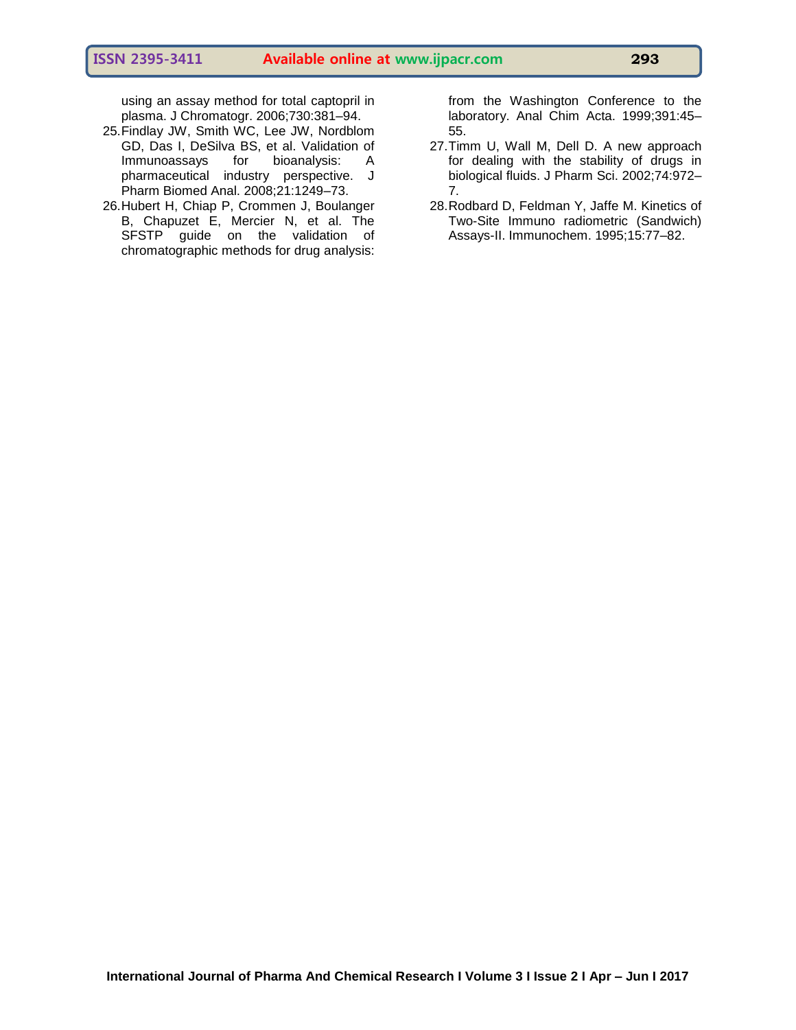using an assay method for total captopril in plasma. J Chromatogr. 2006;730:381–94.

25. Findlay JW, Smith WC, Lee JW, Nordblom GD, Das I, DeSilva BS, et al. Validation of Immunoassays for bioanalysis: A pharmaceutical industry perspective. J Pharm Biomed Anal. 2008;21:1249–73.
26. Hubert H, Chiap P, Crommen J, Boulanger B, Chapuzet E, Mercier N, et al. The SFSTP guide on the validation of chromatographic methods for drug analysis: from the Washington Conference to the laboratory. Anal Chim Acta. 1999;391:45–55.
27. Timm U, Wall M, Dell D. A new approach for dealing with the stability of drugs in biological fluids. J Pharm Sci. 2002;74:972–7.
28. Rodbard D, Feldman Y, Jaffe M. Kinetics of Two-Site Immuno radiometric (Sandwich) Assays-II. Immunochem. 1995;15:77–82.